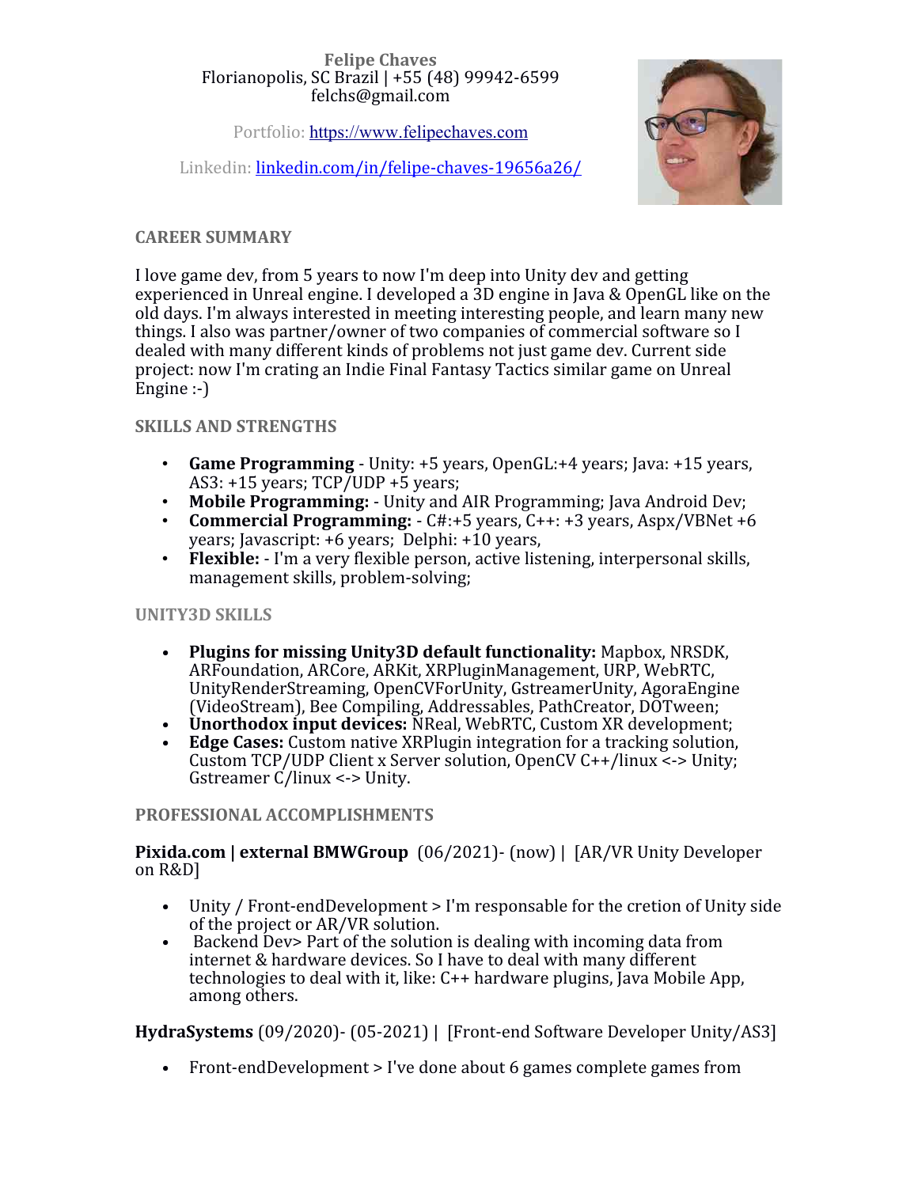**Felipe Chaves**
Florianopolis, SC Brazil | +55 (48) 99942-6599
felchs@gmail.com

Portfolio: [https://www.felipechaves.com](https://www.felipechaves.com)

Linkedin: [linkedin.com/in/felipe-chaves-19656a26/](https://linkedin.com/in/felipe-chaves-19656a26/)

## CAREER SUMMARY

I love game dev, from 5 years to now I'm deep into Unity dev and getting experienced in Unreal engine. I developed a 3D engine in Java & OpenGL like on the old days. I'm always interested in meeting interesting people, and learn many new things. I also was partner/owner of two companies of commercial software so I dealed with many different kinds of problems not just game dev. Current side project: now I'm crating an Indie Final Fantasy Tactics similar game on Unreal Engine :-)

## SKILLS AND STRENGTHS

- **Game Programming** - Unity: +5 years, OpenGL:+4 years; Java: +15 years, AS3: +15 years; TCP/UDP +5 years;
- **Mobile Programming:** - Unity and AIR Programming; Java Android Dev;
- **Commercial Programming:** - C#:+5 years, C++: +3 years, Aspx/VBNet +6 years; Javascript: +6 years; Delphi: +10 years,
- **Flexible:** - I'm a very flexible person, active listening, interpersonal skills, management skills, problem-solving;

## UNITY3D SKILLS

- **Plugins for missing Unity3D default functionality:** Mapbox, NRSDK, ARFoundation, ARCore, ARKit, XRPluginManagement, URP, WebRTC, UnityRenderStreaming, OpenCVForUnity, GstreamerUnity, AgoraEngine (VideoStream), Bee Compiling, Addressables, PathCreator, DOTween;
- **Unorthodox input devices:** NReal, WebRTC, Custom XR development;
- **Edge Cases:** Custom native XRPlugin integration for a tracking solution, Custom TCP/UDP Client x Server solution, OpenCV C++/linux <-> Unity; Gstreamer C/linux <-> Unity.

## PROFESSIONAL ACCOMPLISHMENTS

**Pixida.com | external BMWGroup** (06/2021)- (now) | [AR/VR Unity Developer on R&D]

- Unity / Front-endDevelopment > I'm responsable for the cretion of Unity side of the project or AR/VR solution.
- Backend Dev> Part of the solution is dealing with incoming data from internet & hardware devices. So I have to deal with many different technologies to deal with it, like: C++ hardware plugins, Java Mobile App, among others.

**HydraSystems** (09/2020)- (05-2021) | [Front-end Software Developer Unity/AS3]

- Front-endDevelopment > I've done about 6 games complete games from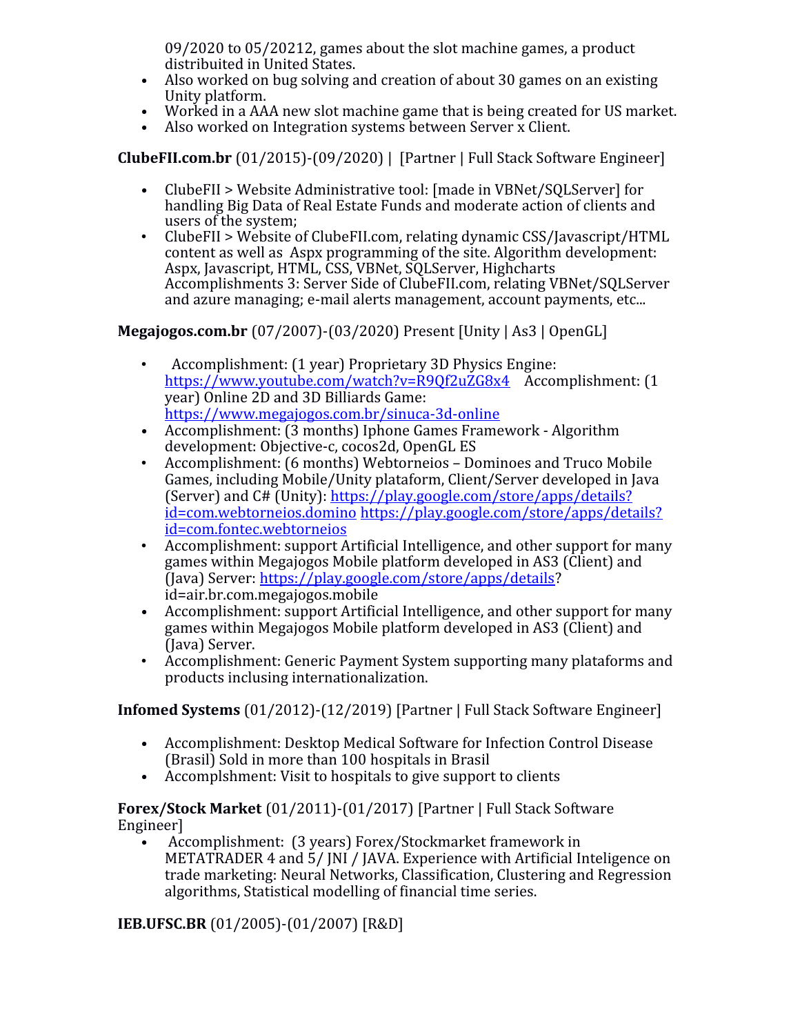09/2020 to 05/20212, games about the slot machine games, a product distribuited in United States.

- Also worked on bug solving and creation of about 30 games on an existing Unity platform.
- Worked in a AAA new slot machine game that is being created for US market.
- Also worked on Integration systems between Server x Client.

**ClubeFII.com.br** (01/2015)-(09/2020) | [Partner | Full Stack Software Engineer]

- ClubeFII > Website Administrative tool: [made in VBNet/SQLServer] for handling Big Data of Real Estate Funds and moderate action of clients and users of the system;
- ClubeFII > Website of ClubeFII.com, relating dynamic CSS/Javascript/HTML content as well as Aspx programming of the site. Algorithm development: Aspx, Javascript, HTML, CSS, VBNet, SQLServer, Highcharts Accomplishments 3: Server Side of ClubeFII.com, relating VBNet/SQLServer and azure managing; e-mail alerts management, account payments, etc...

**Megajogos.com.br** (07/2007)-(03/2020) Present [Unity | As3 | OpenGL]

- Accomplishment: (1 year) Proprietary 3D Physics Engine: https://www.youtube.com/watch?v=R9Qf2uZG8x4 Accomplishment: (1 year) Online 2D and 3D Billiards Game: https://www.megajogos.com.br/sinuca-3d-online
- Accomplishment: (3 months) Iphone Games Framework - Algorithm development: Objective-c, cocos2d, OpenGL ES
- Accomplishment: (6 months) Webtorneios – Dominoes and Truco Mobile Games, including Mobile/Unity plataform, Client/Server developed in Java (Server) and C# (Unity): https://play.google.com/store/apps/details?id=com.webtorneios.domino https://play.google.com/store/apps/details?id=com.fontec.webtorneios
- Accomplishment: support Artificial Intelligence, and other support for many games within Megajogos Mobile platform developed in AS3 (Client) and (Java) Server: https://play.google.com/store/apps/details?id=air.br.com.megajogos.mobile
- Accomplishment: support Artificial Intelligence, and other support for many games within Megajogos Mobile platform developed in AS3 (Client) and (Java) Server.
- Accomplishment: Generic Payment System supporting many plataforms and products inclusing internationalization.

**Infomed Systems** (01/2012)-(12/2019) [Partner | Full Stack Software Engineer]

- Accomplishment: Desktop Medical Software for Infection Control Disease (Brasil) Sold in more than 100 hospitals in Brasil
- Accomplshment: Visit to hospitals to give support to clients

**Forex/Stock Market** (01/2011)-(01/2017) [Partner | Full Stack Software Engineer]

- Accomplishment: (3 years) Forex/Stockmarket framework in METATRADER 4 and 5/ JNI / JAVA. Experience with Artificial Inteligence on trade marketing: Neural Networks, Classification, Clustering and Regression algorithms, Statistical modelling of financial time series.

**IEB.UFSC.BR** (01/2005)-(01/2007) [R&D]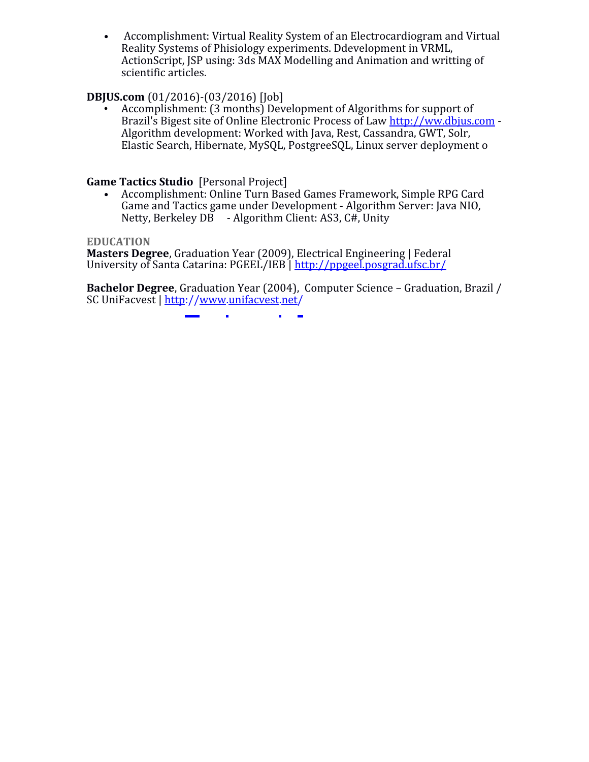- Accomplishment: Virtual Reality System of an Electrocardiogram and Virtual Reality Systems of Phisiology experiments. Ddevelopment in VRML, ActionScript, JSP using: 3ds MAX Modelling and Animation and writting of scientific articles.

**DBJUS.com** (01/2016)-(03/2016) [Job]

- Accomplishment: (3 months) Development of Algorithms for support of Brazil's Bigest site of Online Electronic Process of Law http://ww.dbjus.com - Algorithm development: Worked with Java, Rest, Cassandra, GWT, Solr, Elastic Search, Hibernate, MySQL, PostgreeSQL, Linux server deployment o

**Game Tactics Studio** [Personal Project]

- Accomplishment: Online Turn Based Games Framework, Simple RPG Card Game and Tactics game under Development - Algorithm Server: Java NIO, Netty, Berkeley DB - Algorithm Client: AS3, C#, Unity

## EDUCATION

**Masters Degree**, Graduation Year (2009), Electrical Engineering | Federal University of Santa Catarina: PGEEL/IEB | http://ppgeel.posgrad.ufsc.br/

**Bachelor Degree**, Graduation Year (2004), Computer Science – Graduation, Brazil / SC UniFacvest | http://www.unifacvest.net/